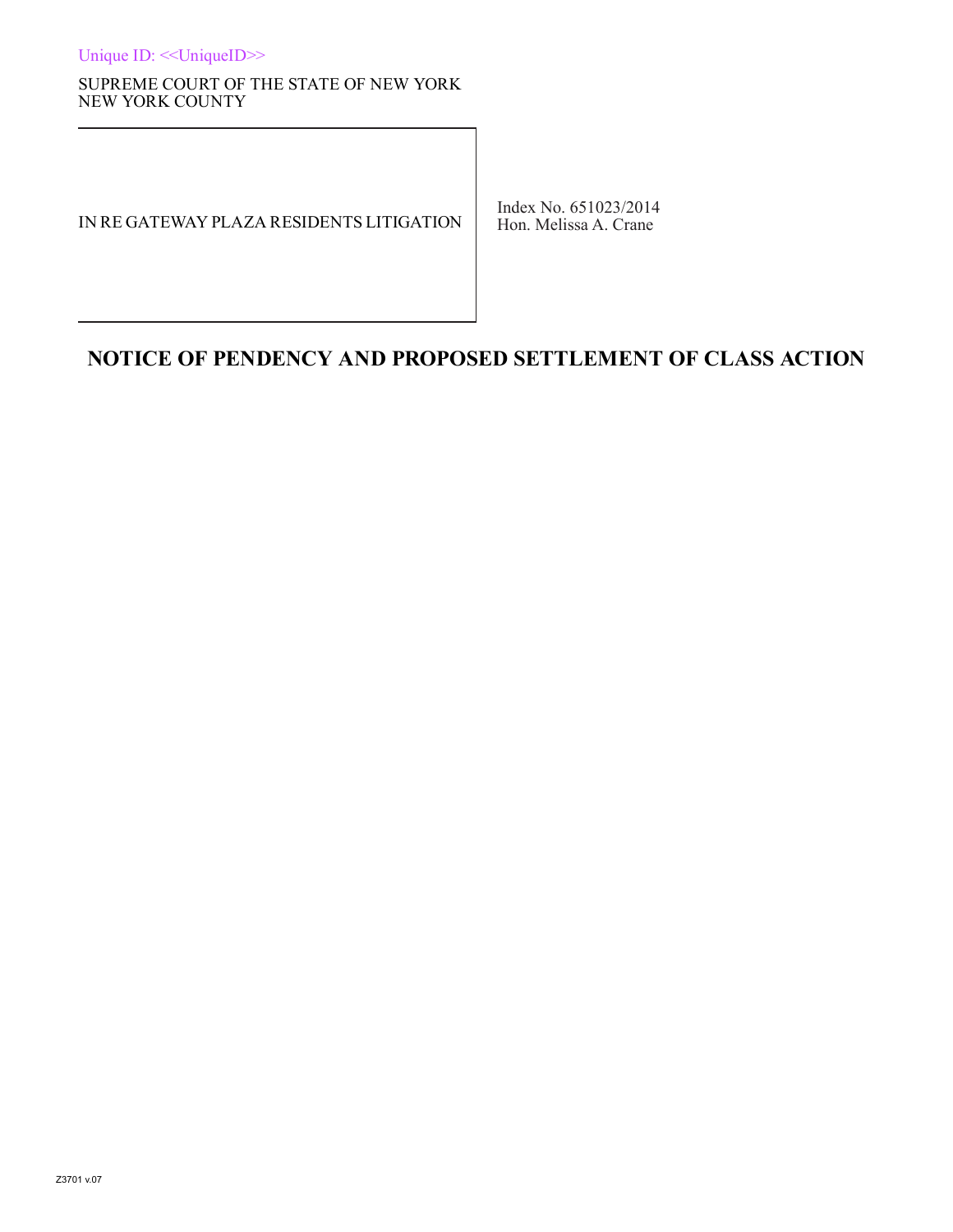Unique ID: <<UniqueID>>

SUPREME COURT OF THE STATE OF NEW YORK
NEW YORK COUNTY

| IN RE GATEWAY PLAZA RESIDENTS LITIGATION | Index No. 651023/2014<br>Hon. Melissa A. Crane |
| --- | --- |

# NOTICE OF PENDENCY AND PROPOSED SETTLEMENT OF CLASS ACTION

Z3701 v.07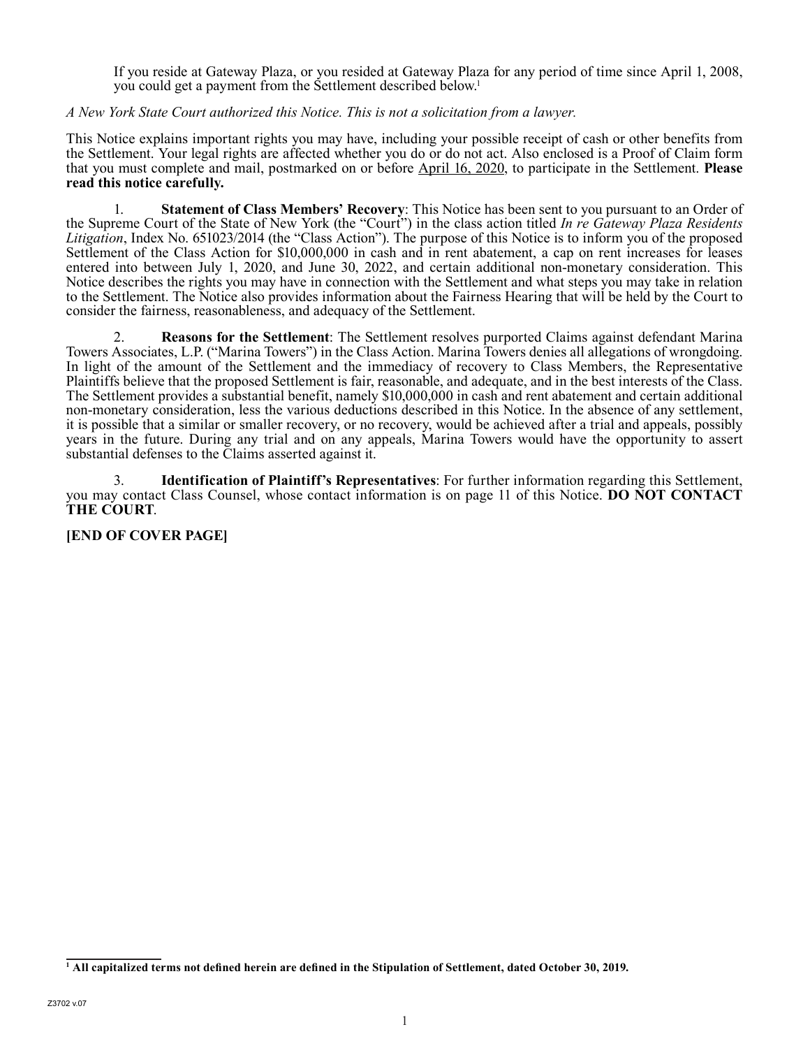If you reside at Gateway Plaza, or you resided at Gateway Plaza for any period of time since April 1, 2008, you could get a payment from the Settlement described below.[1]

*A New York State Court authorized this Notice. This is not a solicitation from a lawyer.*

This Notice explains important rights you may have, including your possible receipt of cash or other benefits from the Settlement. Your legal rights are affected whether you do or do not act. Also enclosed is a Proof of Claim form that you must complete and mail, postmarked on or before April 16, 2020, to participate in the Settlement. **Please read this notice carefully.**

1. **Statement of Class Members' Recovery**: This Notice has been sent to you pursuant to an Order of the Supreme Court of the State of New York (the "Court") in the class action titled *In re Gateway Plaza Residents Litigation*, Index No. 651023/2014 (the "Class Action"). The purpose of this Notice is to inform you of the proposed Settlement of the Class Action for $10,000,000 in cash and in rent abatement, a cap on rent increases for leases entered into between July 1, 2020, and June 30, 2022, and certain additional non-monetary consideration. This Notice describes the rights you may have in connection with the Settlement and what steps you may take in relation to the Settlement. The Notice also provides information about the Fairness Hearing that will be held by the Court to consider the fairness, reasonableness, and adequacy of the Settlement.

2. **Reasons for the Settlement**: The Settlement resolves purported Claims against defendant Marina Towers Associates, L.P. ("Marina Towers") in the Class Action. Marina Towers denies all allegations of wrongdoing. In light of the amount of the Settlement and the immediacy of recovery to Class Members, the Representative Plaintiffs believe that the proposed Settlement is fair, reasonable, and adequate, and in the best interests of the Class. The Settlement provides a substantial benefit, namely $10,000,000 in cash and rent abatement and certain additional non-monetary consideration, less the various deductions described in this Notice. In the absence of any settlement, it is possible that a similar or smaller recovery, or no recovery, would be achieved after a trial and appeals, possibly years in the future. During any trial and on any appeals, Marina Towers would have the opportunity to assert substantial defenses to the Claims asserted against it.

3. **Identification of Plaintiff's Representatives**: For further information regarding this Settlement, you may contact Class Counsel, whose contact information is on page 11 of this Notice. **DO NOT CONTACT THE COURT**.

**[END OF COVER PAGE]**

---

[1] **All capitalized terms not defined herein are defined in the Stipulation of Settlement, dated October 30, 2019.**

Z3702 v.07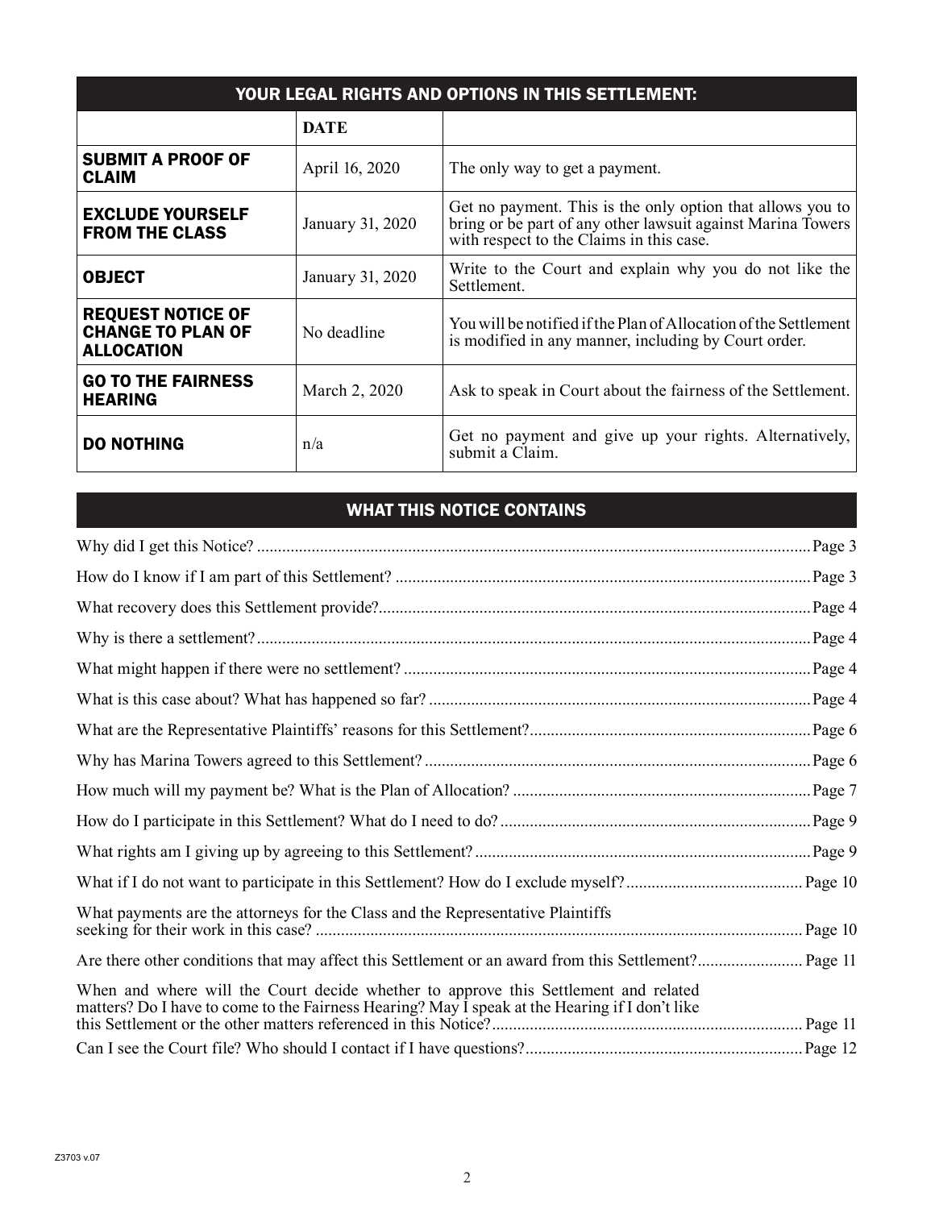| YOUR LEGAL RIGHTS AND OPTIONS IN THIS SETTLEMENT: | | |
|---|---|---|
| | **DATE** | |
| **SUBMIT A PROOF OF CLAIM** | April 16, 2020 | The only way to get a payment. |
| **EXCLUDE YOURSELF FROM THE CLASS** | January 31, 2020 | Get no payment. This is the only option that allows you to bring or be part of any other lawsuit against Marina Towers with respect to the Claims in this case. |
| **OBJECT** | January 31, 2020 | Write to the Court and explain why you do not like the Settlement. |
| **REQUEST NOTICE OF CHANGE TO PLAN OF ALLOCATION** | No deadline | You will be notified if the Plan of Allocation of the Settlement is modified in any manner, including by Court order. |
| **GO TO THE FAIRNESS HEARING** | March 2, 2020 | Ask to speak in Court about the fairness of the Settlement. |
| **DO NOTHING** | n/a | Get no payment and give up your rights. Alternatively, submit a Claim. |

## WHAT THIS NOTICE CONTAINS

| | |
|---|---|
| Why did I get this Notice? | Page 3 |
| How do I know if I am part of this Settlement? | Page 3 |
| What recovery does this Settlement provide? | Page 4 |
| Why is there a settlement? | Page 4 |
| What might happen if there were no settlement? | Page 4 |
| What is this case about? What has happened so far? | Page 4 |
| What are the Representative Plaintiffs' reasons for this Settlement? | Page 6 |
| Why has Marina Towers agreed to this Settlement? | Page 6 |
| How much will my payment be? What is the Plan of Allocation? | Page 7 |
| How do I participate in this Settlement? What do I need to do? | Page 9 |
| What rights am I giving up by agreeing to this Settlement? | Page 9 |
| What if I do not want to participate in this Settlement? How do I exclude myself? | Page 10 |
| What payments are the attorneys for the Class and the Representative Plaintiffs seeking for their work in this case? | Page 10 |
| Are there other conditions that may affect this Settlement or an award from this Settlement? | Page 11 |
| When and where will the Court decide whether to approve this Settlement and related matters? Do I have to come to the Fairness Hearing? May I speak at the Hearing if I don't like this Settlement or the other matters referenced in this Notice? | Page 11 |
| Can I see the Court file? Who should I contact if I have questions? | Page 12 |

Z3703 v.07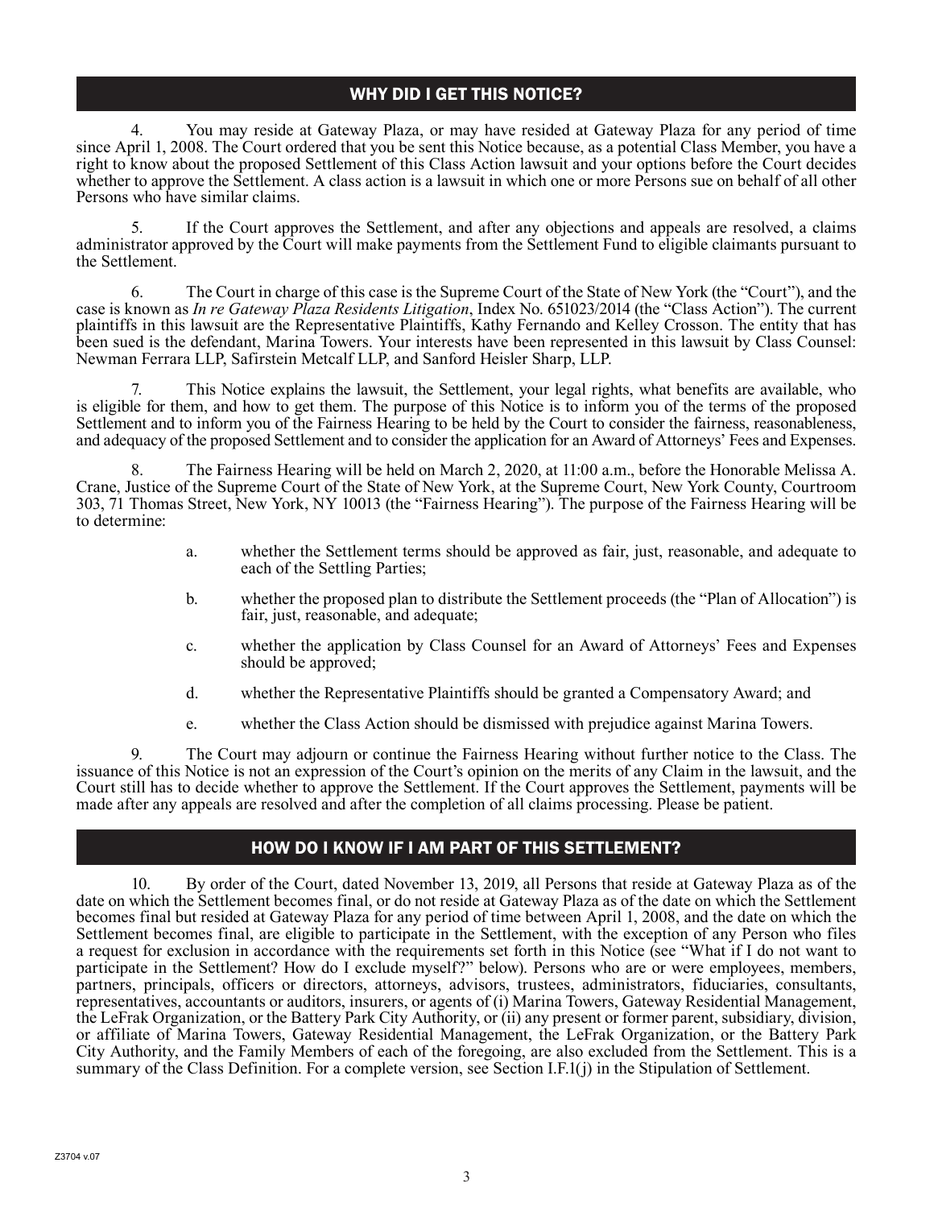## WHY DID I GET THIS NOTICE?

4. You may reside at Gateway Plaza, or may have resided at Gateway Plaza for any period of time since April 1, 2008. The Court ordered that you be sent this Notice because, as a potential Class Member, you have a right to know about the proposed Settlement of this Class Action lawsuit and your options before the Court decides whether to approve the Settlement. A class action is a lawsuit in which one or more Persons sue on behalf of all other Persons who have similar claims.

5. If the Court approves the Settlement, and after any objections and appeals are resolved, a claims administrator approved by the Court will make payments from the Settlement Fund to eligible claimants pursuant to the Settlement.

6. The Court in charge of this case is the Supreme Court of the State of New York (the "Court"), and the case is known as *In re Gateway Plaza Residents Litigation*, Index No. 651023/2014 (the "Class Action"). The current plaintiffs in this lawsuit are the Representative Plaintiffs, Kathy Fernando and Kelley Crosson. The entity that has been sued is the defendant, Marina Towers. Your interests have been represented in this lawsuit by Class Counsel: Newman Ferrara LLP, Safirstein Metcalf LLP, and Sanford Heisler Sharp, LLP.

7. This Notice explains the lawsuit, the Settlement, your legal rights, what benefits are available, who is eligible for them, and how to get them. The purpose of this Notice is to inform you of the terms of the proposed Settlement and to inform you of the Fairness Hearing to be held by the Court to consider the fairness, reasonableness, and adequacy of the proposed Settlement and to consider the application for an Award of Attorneys' Fees and Expenses.

8. The Fairness Hearing will be held on March 2, 2020, at 11:00 a.m., before the Honorable Melissa A. Crane, Justice of the Supreme Court of the State of New York, at the Supreme Court, New York County, Courtroom 303, 71 Thomas Street, New York, NY 10013 (the "Fairness Hearing"). The purpose of the Fairness Hearing will be to determine:

   a. whether the Settlement terms should be approved as fair, just, reasonable, and adequate to each of the Settling Parties;

   b. whether the proposed plan to distribute the Settlement proceeds (the "Plan of Allocation") is fair, just, reasonable, and adequate;

   c. whether the application by Class Counsel for an Award of Attorneys' Fees and Expenses should be approved;

   d. whether the Representative Plaintiffs should be granted a Compensatory Award; and

   e. whether the Class Action should be dismissed with prejudice against Marina Towers.

9. The Court may adjourn or continue the Fairness Hearing without further notice to the Class. The issuance of this Notice is not an expression of the Court's opinion on the merits of any Claim in the lawsuit, and the Court still has to decide whether to approve the Settlement. If the Court approves the Settlement, payments will be made after any appeals are resolved and after the completion of all claims processing. Please be patient.

## HOW DO I KNOW IF I AM PART OF THIS SETTLEMENT?

10. By order of the Court, dated November 13, 2019, all Persons that reside at Gateway Plaza as of the date on which the Settlement becomes final, or do not reside at Gateway Plaza as of the date on which the Settlement becomes final but resided at Gateway Plaza for any period of time between April 1, 2008, and the date on which the Settlement becomes final, are eligible to participate in the Settlement, with the exception of any Person who files a request for exclusion in accordance with the requirements set forth in this Notice (see "What if I do not want to participate in the Settlement? How do I exclude myself?" below). Persons who are or were employees, members, partners, principals, officers or directors, attorneys, advisors, trustees, administrators, fiduciaries, consultants, representatives, accountants or auditors, insurers, or agents of (i) Marina Towers, Gateway Residential Management, the LeFrak Organization, or the Battery Park City Authority, or (ii) any present or former parent, subsidiary, division, or affiliate of Marina Towers, Gateway Residential Management, the LeFrak Organization, or the Battery Park City Authority, and the Family Members of each of the foregoing, are also excluded from the Settlement. This is a summary of the Class Definition. For a complete version, see Section I.F.1(j) in the Stipulation of Settlement.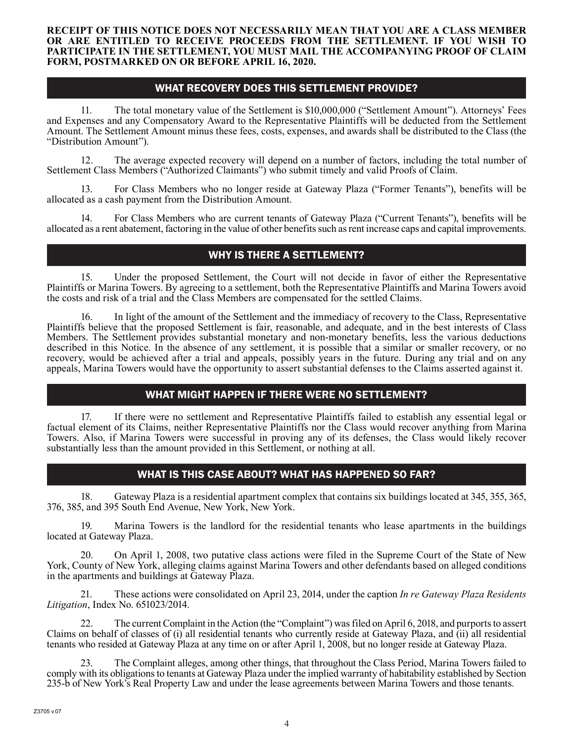**RECEIPT OF THIS NOTICE DOES NOT NECESSARILY MEAN THAT YOU ARE A CLASS MEMBER OR ARE ENTITLED TO RECEIVE PROCEEDS FROM THE SETTLEMENT. IF YOU WISH TO PARTICIPATE IN THE SETTLEMENT, YOU MUST MAIL THE ACCOMPANYING PROOF OF CLAIM FORM, POSTMARKED ON OR BEFORE APRIL 16, 2020.**

## WHAT RECOVERY DOES THIS SETTLEMENT PROVIDE?

11. The total monetary value of the Settlement is $10,000,000 ("Settlement Amount"). Attorneys' Fees and Expenses and any Compensatory Award to the Representative Plaintiffs will be deducted from the Settlement Amount. The Settlement Amount minus these fees, costs, expenses, and awards shall be distributed to the Class (the "Distribution Amount").

12. The average expected recovery will depend on a number of factors, including the total number of Settlement Class Members ("Authorized Claimants") who submit timely and valid Proofs of Claim.

13. For Class Members who no longer reside at Gateway Plaza ("Former Tenants"), benefits will be allocated as a cash payment from the Distribution Amount.

14. For Class Members who are current tenants of Gateway Plaza ("Current Tenants"), benefits will be allocated as a rent abatement, factoring in the value of other benefits such as rent increase caps and capital improvements.

## WHY IS THERE A SETTLEMENT?

15. Under the proposed Settlement, the Court will not decide in favor of either the Representative Plaintiffs or Marina Towers. By agreeing to a settlement, both the Representative Plaintiffs and Marina Towers avoid the costs and risk of a trial and the Class Members are compensated for the settled Claims.

16. In light of the amount of the Settlement and the immediacy of recovery to the Class, Representative Plaintiffs believe that the proposed Settlement is fair, reasonable, and adequate, and in the best interests of Class Members. The Settlement provides substantial monetary and non-monetary benefits, less the various deductions described in this Notice. In the absence of any settlement, it is possible that a similar or smaller recovery, or no recovery, would be achieved after a trial and appeals, possibly years in the future. During any trial and on any appeals, Marina Towers would have the opportunity to assert substantial defenses to the Claims asserted against it.

## WHAT MIGHT HAPPEN IF THERE WERE NO SETTLEMENT?

17. If there were no settlement and Representative Plaintiffs failed to establish any essential legal or factual element of its Claims, neither Representative Plaintiffs nor the Class would recover anything from Marina Towers. Also, if Marina Towers were successful in proving any of its defenses, the Class would likely recover substantially less than the amount provided in this Settlement, or nothing at all.

## WHAT IS THIS CASE ABOUT? WHAT HAS HAPPENED SO FAR?

18. Gateway Plaza is a residential apartment complex that contains six buildings located at 345, 355, 365, 376, 385, and 395 South End Avenue, New York, New York.

19. Marina Towers is the landlord for the residential tenants who lease apartments in the buildings located at Gateway Plaza.

20. On April 1, 2008, two putative class actions were filed in the Supreme Court of the State of New York, County of New York, alleging claims against Marina Towers and other defendants based on alleged conditions in the apartments and buildings at Gateway Plaza.

21. These actions were consolidated on April 23, 2014, under the caption *In re Gateway Plaza Residents Litigation*, Index No. 651023/2014.

22. The current Complaint in the Action (the "Complaint") was filed on April 6, 2018, and purports to assert Claims on behalf of classes of (i) all residential tenants who currently reside at Gateway Plaza, and (ii) all residential tenants who resided at Gateway Plaza at any time on or after April 1, 2008, but no longer reside at Gateway Plaza.

23. The Complaint alleges, among other things, that throughout the Class Period, Marina Towers failed to comply with its obligations to tenants at Gateway Plaza under the implied warranty of habitability established by Section 235-b of New York's Real Property Law and under the lease agreements between Marina Towers and those tenants.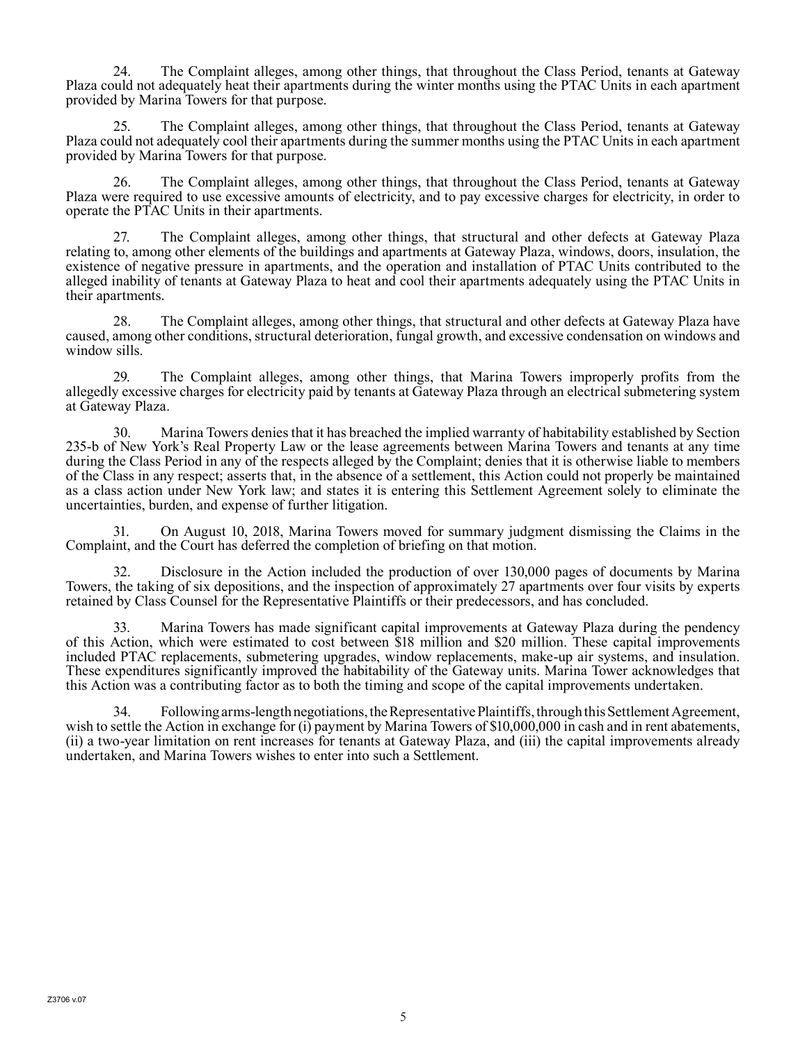24. The Complaint alleges, among other things, that throughout the Class Period, tenants at Gateway Plaza could not adequately heat their apartments during the winter months using the PTAC Units in each apartment provided by Marina Towers for that purpose.

25. The Complaint alleges, among other things, that throughout the Class Period, tenants at Gateway Plaza could not adequately cool their apartments during the summer months using the PTAC Units in each apartment provided by Marina Towers for that purpose.

26. The Complaint alleges, among other things, that throughout the Class Period, tenants at Gateway Plaza were required to use excessive amounts of electricity, and to pay excessive charges for electricity, in order to operate the PTAC Units in their apartments.

27. The Complaint alleges, among other things, that structural and other defects at Gateway Plaza relating to, among other elements of the buildings and apartments at Gateway Plaza, windows, doors, insulation, the existence of negative pressure in apartments, and the operation and installation of PTAC Units contributed to the alleged inability of tenants at Gateway Plaza to heat and cool their apartments adequately using the PTAC Units in their apartments.

28. The Complaint alleges, among other things, that structural and other defects at Gateway Plaza have caused, among other conditions, structural deterioration, fungal growth, and excessive condensation on windows and window sills.

29. The Complaint alleges, among other things, that Marina Towers improperly profits from the allegedly excessive charges for electricity paid by tenants at Gateway Plaza through an electrical submetering system at Gateway Plaza.

30. Marina Towers denies that it has breached the implied warranty of habitability established by Section 235-b of New York's Real Property Law or the lease agreements between Marina Towers and tenants at any time during the Class Period in any of the respects alleged by the Complaint; denies that it is otherwise liable to members of the Class in any respect; asserts that, in the absence of a settlement, this Action could not properly be maintained as a class action under New York law; and states it is entering this Settlement Agreement solely to eliminate the uncertainties, burden, and expense of further litigation.

31. On August 10, 2018, Marina Towers moved for summary judgment dismissing the Claims in the Complaint, and the Court has deferred the completion of briefing on that motion.

32. Disclosure in the Action included the production of over 130,000 pages of documents by Marina Towers, the taking of six depositions, and the inspection of approximately 27 apartments over four visits by experts retained by Class Counsel for the Representative Plaintiffs or their predecessors, and has concluded.

33. Marina Towers has made significant capital improvements at Gateway Plaza during the pendency of this Action, which were estimated to cost between $18 million and $20 million. These capital improvements included PTAC replacements, submetering upgrades, window replacements, make-up air systems, and insulation. These expenditures significantly improved the habitability of the Gateway units. Marina Tower acknowledges that this Action was a contributing factor as to both the timing and scope of the capital improvements undertaken.

34. Following arms-length negotiations, the Representative Plaintiffs, through this Settlement Agreement, wish to settle the Action in exchange for (i) payment by Marina Towers of $10,000,000 in cash and in rent abatements, (ii) a two-year limitation on rent increases for tenants at Gateway Plaza, and (iii) the capital improvements already undertaken, and Marina Towers wishes to enter into such a Settlement.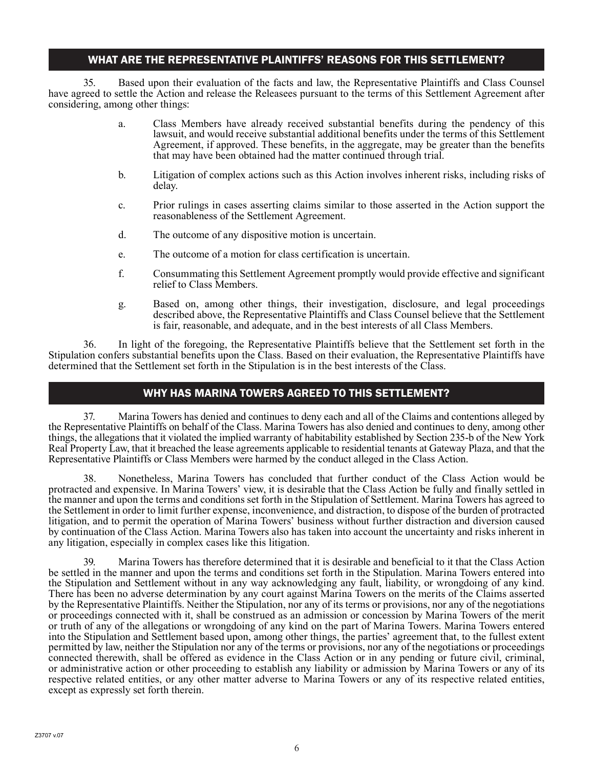## WHAT ARE THE REPRESENTATIVE PLAINTIFFS' REASONS FOR THIS SETTLEMENT?

35. Based upon their evaluation of the facts and law, the Representative Plaintiffs and Class Counsel have agreed to settle the Action and release the Releasees pursuant to the terms of this Settlement Agreement after considering, among other things:

a. Class Members have already received substantial benefits during the pendency of this lawsuit, and would receive substantial additional benefits under the terms of this Settlement Agreement, if approved. These benefits, in the aggregate, may be greater than the benefits that may have been obtained had the matter continued through trial.

b. Litigation of complex actions such as this Action involves inherent risks, including risks of delay.

c. Prior rulings in cases asserting claims similar to those asserted in the Action support the reasonableness of the Settlement Agreement.

d. The outcome of any dispositive motion is uncertain.

e. The outcome of a motion for class certification is uncertain.

f. Consummating this Settlement Agreement promptly would provide effective and significant relief to Class Members.

g. Based on, among other things, their investigation, disclosure, and legal proceedings described above, the Representative Plaintiffs and Class Counsel believe that the Settlement is fair, reasonable, and adequate, and in the best interests of all Class Members.

36. In light of the foregoing, the Representative Plaintiffs believe that the Settlement set forth in the Stipulation confers substantial benefits upon the Class. Based on their evaluation, the Representative Plaintiffs have determined that the Settlement set forth in the Stipulation is in the best interests of the Class.

## WHY HAS MARINA TOWERS AGREED TO THIS SETTLEMENT?

37. Marina Towers has denied and continues to deny each and all of the Claims and contentions alleged by the Representative Plaintiffs on behalf of the Class. Marina Towers has also denied and continues to deny, among other things, the allegations that it violated the implied warranty of habitability established by Section 235-b of the New York Real Property Law, that it breached the lease agreements applicable to residential tenants at Gateway Plaza, and that the Representative Plaintiffs or Class Members were harmed by the conduct alleged in the Class Action.

38. Nonetheless, Marina Towers has concluded that further conduct of the Class Action would be protracted and expensive. In Marina Towers' view, it is desirable that the Class Action be fully and finally settled in the manner and upon the terms and conditions set forth in the Stipulation of Settlement. Marina Towers has agreed to the Settlement in order to limit further expense, inconvenience, and distraction, to dispose of the burden of protracted litigation, and to permit the operation of Marina Towers' business without further distraction and diversion caused by continuation of the Class Action. Marina Towers also has taken into account the uncertainty and risks inherent in any litigation, especially in complex cases like this litigation.

39. Marina Towers has therefore determined that it is desirable and beneficial to it that the Class Action be settled in the manner and upon the terms and conditions set forth in the Stipulation. Marina Towers entered into the Stipulation and Settlement without in any way acknowledging any fault, liability, or wrongdoing of any kind. There has been no adverse determination by any court against Marina Towers on the merits of the Claims asserted by the Representative Plaintiffs. Neither the Stipulation, nor any of its terms or provisions, nor any of the negotiations or proceedings connected with it, shall be construed as an admission or concession by Marina Towers of the merit or truth of any of the allegations or wrongdoing of any kind on the part of Marina Towers. Marina Towers entered into the Stipulation and Settlement based upon, among other things, the parties' agreement that, to the fullest extent permitted by law, neither the Stipulation nor any of the terms or provisions, nor any of the negotiations or proceedings connected therewith, shall be offered as evidence in the Class Action or in any pending or future civil, criminal, or administrative action or other proceeding to establish any liability or admission by Marina Towers or any of its respective related entities, or any other matter adverse to Marina Towers or any of its respective related entities, except as expressly set forth therein.

Z3707 v.07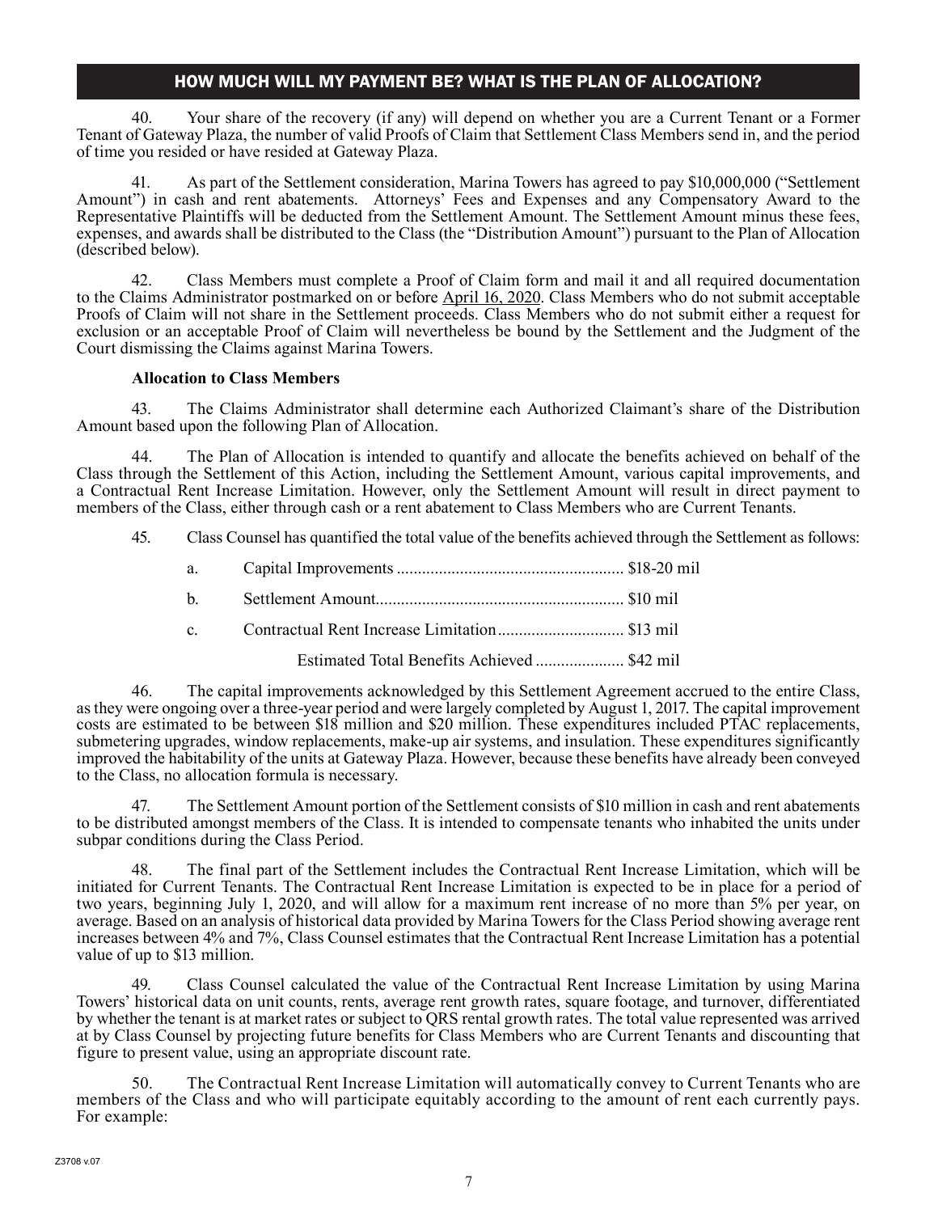## HOW MUCH WILL MY PAYMENT BE? WHAT IS THE PLAN OF ALLOCATION?

40. Your share of the recovery (if any) will depend on whether you are a Current Tenant or a Former Tenant of Gateway Plaza, the number of valid Proofs of Claim that Settlement Class Members send in, and the period of time you resided or have resided at Gateway Plaza.

41. As part of the Settlement consideration, Marina Towers has agreed to pay $10,000,000 ("Settlement Amount") in cash and rent abatements. Attorneys' Fees and Expenses and any Compensatory Award to the Representative Plaintiffs will be deducted from the Settlement Amount. The Settlement Amount minus these fees, expenses, and awards shall be distributed to the Class (the "Distribution Amount") pursuant to the Plan of Allocation (described below).

42. Class Members must complete a Proof of Claim form and mail it and all required documentation to the Claims Administrator postmarked on or before April 16, 2020. Class Members who do not submit acceptable Proofs of Claim will not share in the Settlement proceeds. Class Members who do not submit either a request for exclusion or an acceptable Proof of Claim will nevertheless be bound by the Settlement and the Judgment of the Court dismissing the Claims against Marina Towers.

**Allocation to Class Members**

43. The Claims Administrator shall determine each Authorized Claimant's share of the Distribution Amount based upon the following Plan of Allocation.

44. The Plan of Allocation is intended to quantify and allocate the benefits achieved on behalf of the Class through the Settlement of this Action, including the Settlement Amount, various capital improvements, and a Contractual Rent Increase Limitation. However, only the Settlement Amount will result in direct payment to members of the Class, either through cash or a rent abatement to Class Members who are Current Tenants.

45. Class Counsel has quantified the total value of the benefits achieved through the Settlement as follows:

a. Capital Improvements ...................................................... $18-20 mil

b. Settlement Amount........................................................... $10 mil

c. Contractual Rent Increase Limitation.............................. $13 mil

Estimated Total Benefits Achieved ..................... $42 mil

46. The capital improvements acknowledged by this Settlement Agreement accrued to the entire Class, as they were ongoing over a three-year period and were largely completed by August 1, 2017. The capital improvement costs are estimated to be between $18 million and $20 million. These expenditures included PTAC replacements, submetering upgrades, window replacements, make-up air systems, and insulation. These expenditures significantly improved the habitability of the units at Gateway Plaza. However, because these benefits have already been conveyed to the Class, no allocation formula is necessary.

47. The Settlement Amount portion of the Settlement consists of $10 million in cash and rent abatements to be distributed amongst members of the Class. It is intended to compensate tenants who inhabited the units under subpar conditions during the Class Period.

48. The final part of the Settlement includes the Contractual Rent Increase Limitation, which will be initiated for Current Tenants. The Contractual Rent Increase Limitation is expected to be in place for a period of two years, beginning July 1, 2020, and will allow for a maximum rent increase of no more than 5% per year, on average. Based on an analysis of historical data provided by Marina Towers for the Class Period showing average rent increases between 4% and 7%, Class Counsel estimates that the Contractual Rent Increase Limitation has a potential value of up to $13 million.

49. Class Counsel calculated the value of the Contractual Rent Increase Limitation by using Marina Towers' historical data on unit counts, rents, average rent growth rates, square footage, and turnover, differentiated by whether the tenant is at market rates or subject to QRS rental growth rates. The total value represented was arrived at by Class Counsel by projecting future benefits for Class Members who are Current Tenants and discounting that figure to present value, using an appropriate discount rate.

50. The Contractual Rent Increase Limitation will automatically convey to Current Tenants who are members of the Class and who will participate equitably according to the amount of rent each currently pays. For example: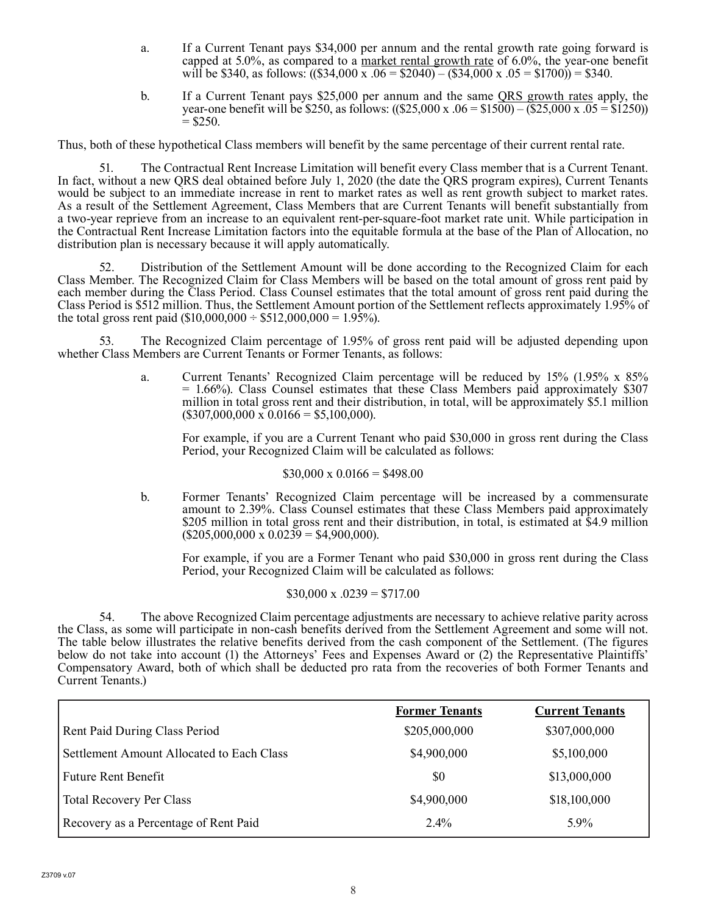a. If a Current Tenant pays \$34,000 per annum and the rental growth rate going forward is capped at 5.0%, as compared to a <u>market rental growth rate</u> of 6.0%, the year-one benefit will be \$340, as follows: ((\$34,000 x .06 = \$2040) – (\$34,000 x .05 = \$1700)) = \$340.

b. If a Current Tenant pays \$25,000 per annum and the same <u>QRS growth rates</u> apply, the year-one benefit will be \$250, as follows: ((\$25,000 x .06 = \$1500) – (\$25,000 x .05 = \$1250)) = \$250.

Thus, both of these hypothetical Class members will benefit by the same percentage of their current rental rate.

51. The Contractual Rent Increase Limitation will benefit every Class member that is a Current Tenant. In fact, without a new QRS deal obtained before July 1, 2020 (the date the QRS program expires), Current Tenants would be subject to an immediate increase in rent to market rates as well as rent growth subject to market rates. As a result of the Settlement Agreement, Class Members that are Current Tenants will benefit substantially from a two-year reprieve from an increase to an equivalent rent-per-square-foot market rate unit. While participation in the Contractual Rent Increase Limitation factors into the equitable formula at the base of the Plan of Allocation, no distribution plan is necessary because it will apply automatically.

52. Distribution of the Settlement Amount will be done according to the Recognized Claim for each Class Member. The Recognized Claim for Class Members will be based on the total amount of gross rent paid by each member during the Class Period. Class Counsel estimates that the total amount of gross rent paid during the Class Period is \$512 million. Thus, the Settlement Amount portion of the Settlement reflects approximately 1.95% of the total gross rent paid (\$10,000,000 ÷ \$512,000,000 = 1.95%).

53. The Recognized Claim percentage of 1.95% of gross rent paid will be adjusted depending upon whether Class Members are Current Tenants or Former Tenants, as follows:

a. Current Tenants' Recognized Claim percentage will be reduced by 15% (1.95% x 85% = 1.66%). Class Counsel estimates that these Class Members paid approximately \$307 million in total gross rent and their distribution, in total, will be approximately \$5.1 million (\$307,000,000 x 0.0166 = \$5,100,000).

For example, if you are a Current Tenant who paid \$30,000 in gross rent during the Class Period, your Recognized Claim will be calculated as follows:

\$30,000 x 0.0166 = \$498.00

b. Former Tenants' Recognized Claim percentage will be increased by a commensurate amount to 2.39%. Class Counsel estimates that these Class Members paid approximately \$205 million in total gross rent and their distribution, in total, is estimated at \$4.9 million (\$205,000,000 x 0.0239 = \$4,900,000).

For example, if you are a Former Tenant who paid \$30,000 in gross rent during the Class Period, your Recognized Claim will be calculated as follows:

\$30,000 x .0239 = \$717.00

54. The above Recognized Claim percentage adjustments are necessary to achieve relative parity across the Class, as some will participate in non-cash benefits derived from the Settlement Agreement and some will not. The table below illustrates the relative benefits derived from the cash component of the Settlement. (The figures below do not take into account (1) the Attorneys' Fees and Expenses Award or (2) the Representative Plaintiffs' Compensatory Award, both of which shall be deducted pro rata from the recoveries of both Former Tenants and Current Tenants.)

| | **Former Tenants** | **Current Tenants** |
|---|---|---|
| Rent Paid During Class Period | \$205,000,000 | \$307,000,000 |
| Settlement Amount Allocated to Each Class | \$4,900,000 | \$5,100,000 |
| Future Rent Benefit | \$0 | \$13,000,000 |
| Total Recovery Per Class | \$4,900,000 | \$18,100,000 |
| Recovery as a Percentage of Rent Paid | 2.4% | 5.9% |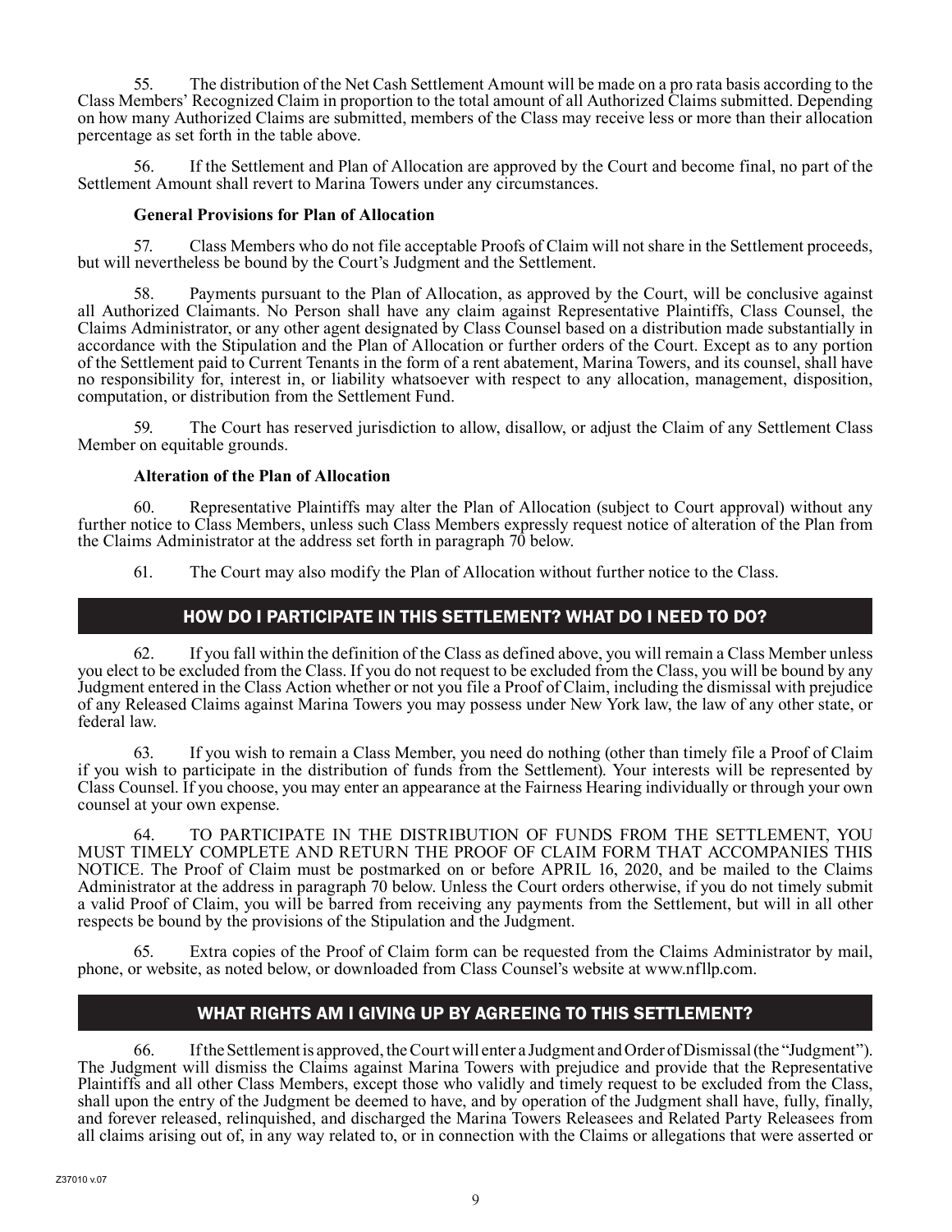55. The distribution of the Net Cash Settlement Amount will be made on a pro rata basis according to the Class Members' Recognized Claim in proportion to the total amount of all Authorized Claims submitted. Depending on how many Authorized Claims are submitted, members of the Class may receive less or more than their allocation percentage as set forth in the table above.

56. If the Settlement and Plan of Allocation are approved by the Court and become final, no part of the Settlement Amount shall revert to Marina Towers under any circumstances.

**General Provisions for Plan of Allocation**

57. Class Members who do not file acceptable Proofs of Claim will not share in the Settlement proceeds, but will nevertheless be bound by the Court's Judgment and the Settlement.

58. Payments pursuant to the Plan of Allocation, as approved by the Court, will be conclusive against all Authorized Claimants. No Person shall have any claim against Representative Plaintiffs, Class Counsel, the Claims Administrator, or any other agent designated by Class Counsel based on a distribution made substantially in accordance with the Stipulation and the Plan of Allocation or further orders of the Court. Except as to any portion of the Settlement paid to Current Tenants in the form of a rent abatement, Marina Towers, and its counsel, shall have no responsibility for, interest in, or liability whatsoever with respect to any allocation, management, disposition, computation, or distribution from the Settlement Fund.

59. The Court has reserved jurisdiction to allow, disallow, or adjust the Claim of any Settlement Class Member on equitable grounds.

**Alteration of the Plan of Allocation**

60. Representative Plaintiffs may alter the Plan of Allocation (subject to Court approval) without any further notice to Class Members, unless such Class Members expressly request notice of alteration of the Plan from the Claims Administrator at the address set forth in paragraph 70 below.

61. The Court may also modify the Plan of Allocation without further notice to the Class.

## HOW DO I PARTICIPATE IN THIS SETTLEMENT? WHAT DO I NEED TO DO?

62. If you fall within the definition of the Class as defined above, you will remain a Class Member unless you elect to be excluded from the Class. If you do not request to be excluded from the Class, you will be bound by any Judgment entered in the Class Action whether or not you file a Proof of Claim, including the dismissal with prejudice of any Released Claims against Marina Towers you may possess under New York law, the law of any other state, or federal law.

63. If you wish to remain a Class Member, you need do nothing (other than timely file a Proof of Claim if you wish to participate in the distribution of funds from the Settlement). Your interests will be represented by Class Counsel. If you choose, you may enter an appearance at the Fairness Hearing individually or through your own counsel at your own expense.

64. TO PARTICIPATE IN THE DISTRIBUTION OF FUNDS FROM THE SETTLEMENT, YOU MUST TIMELY COMPLETE AND RETURN THE PROOF OF CLAIM FORM THAT ACCOMPANIES THIS NOTICE. The Proof of Claim must be postmarked on or before APRIL 16, 2020, and be mailed to the Claims Administrator at the address in paragraph 70 below. Unless the Court orders otherwise, if you do not timely submit a valid Proof of Claim, you will be barred from receiving any payments from the Settlement, but will in all other respects be bound by the provisions of the Stipulation and the Judgment.

65. Extra copies of the Proof of Claim form can be requested from the Claims Administrator by mail, phone, or website, as noted below, or downloaded from Class Counsel's website at www.nfllp.com.

## WHAT RIGHTS AM I GIVING UP BY AGREEING TO THIS SETTLEMENT?

66. If the Settlement is approved, the Court will enter a Judgment and Order of Dismissal (the "Judgment"). The Judgment will dismiss the Claims against Marina Towers with prejudice and provide that the Representative Plaintiffs and all other Class Members, except those who validly and timely request to be excluded from the Class, shall upon the entry of the Judgment be deemed to have, and by operation of the Judgment shall have, fully, finally, and forever released, relinquished, and discharged the Marina Towers Releasees and Related Party Releasees from all claims arising out of, in any way related to, or in connection with the Claims or allegations that were asserted or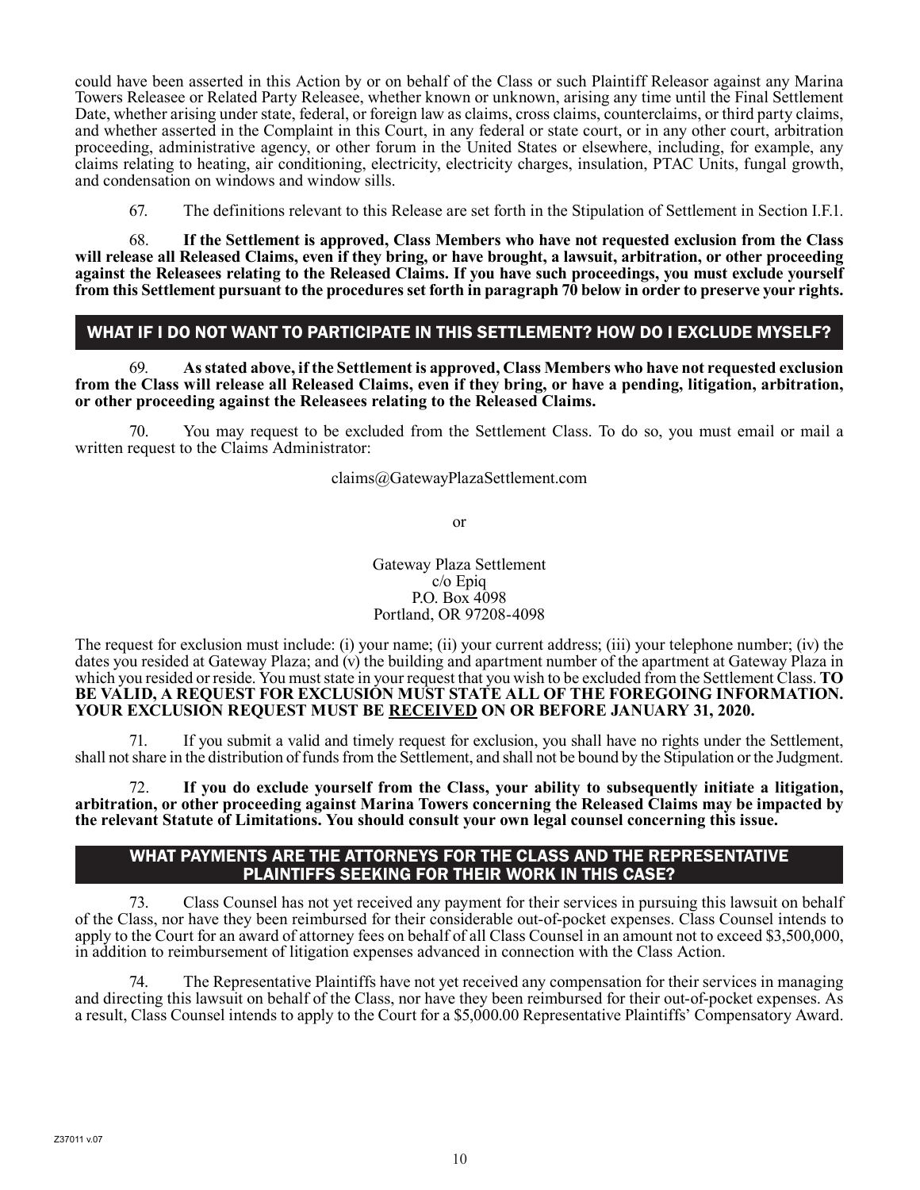could have been asserted in this Action by or on behalf of the Class or such Plaintiff Releasor against any Marina Towers Releasee or Related Party Releasee, whether known or unknown, arising any time until the Final Settlement Date, whether arising under state, federal, or foreign law as claims, cross claims, counterclaims, or third party claims, and whether asserted in the Complaint in this Court, in any federal or state court, or in any other court, arbitration proceeding, administrative agency, or other forum in the United States or elsewhere, including, for example, any claims relating to heating, air conditioning, electricity, electricity charges, insulation, PTAC Units, fungal growth, and condensation on windows and window sills.

67. The definitions relevant to this Release are set forth in the Stipulation of Settlement in Section I.F.1.

68. **If the Settlement is approved, Class Members who have not requested exclusion from the Class will release all Released Claims, even if they bring, or have brought, a lawsuit, arbitration, or other proceeding against the Releasees relating to the Released Claims. If you have such proceedings, you must exclude yourself from this Settlement pursuant to the procedures set forth in paragraph 70 below in order to preserve your rights.**

## WHAT IF I DO NOT WANT TO PARTICIPATE IN THIS SETTLEMENT? HOW DO I EXCLUDE MYSELF?

69. **As stated above, if the Settlement is approved, Class Members who have not requested exclusion from the Class will release all Released Claims, even if they bring, or have a pending, litigation, arbitration, or other proceeding against the Releasees relating to the Released Claims.**

70. You may request to be excluded from the Settlement Class. To do so, you must email or mail a written request to the Claims Administrator:

claims@GatewayPlazaSettlement.com

or

Gateway Plaza Settlement
c/o Epiq
P.O. Box 4098
Portland, OR 97208-4098

The request for exclusion must include: (i) your name; (ii) your current address; (iii) your telephone number; (iv) the dates you resided at Gateway Plaza; and (v) the building and apartment number of the apartment at Gateway Plaza in which you resided or reside. You must state in your request that you wish to be excluded from the Settlement Class. **TO BE VALID, A REQUEST FOR EXCLUSION MUST STATE ALL OF THE FOREGOING INFORMATION. YOUR EXCLUSION REQUEST MUST BE RECEIVED ON OR BEFORE JANUARY 31, 2020.**

71. If you submit a valid and timely request for exclusion, you shall have no rights under the Settlement, shall not share in the distribution of funds from the Settlement, and shall not be bound by the Stipulation or the Judgment.

72. **If you do exclude yourself from the Class, your ability to subsequently initiate a litigation, arbitration, or other proceeding against Marina Towers concerning the Released Claims may be impacted by the relevant Statute of Limitations. You should consult your own legal counsel concerning this issue.**

## WHAT PAYMENTS ARE THE ATTORNEYS FOR THE CLASS AND THE REPRESENTATIVE PLAINTIFFS SEEKING FOR THEIR WORK IN THIS CASE?

73. Class Counsel has not yet received any payment for their services in pursuing this lawsuit on behalf of the Class, nor have they been reimbursed for their considerable out-of-pocket expenses. Class Counsel intends to apply to the Court for an award of attorney fees on behalf of all Class Counsel in an amount not to exceed $3,500,000, in addition to reimbursement of litigation expenses advanced in connection with the Class Action.

74. The Representative Plaintiffs have not yet received any compensation for their services in managing and directing this lawsuit on behalf of the Class, nor have they been reimbursed for their out-of-pocket expenses. As a result, Class Counsel intends to apply to the Court for a $5,000.00 Representative Plaintiffs' Compensatory Award.

Z37011 v.07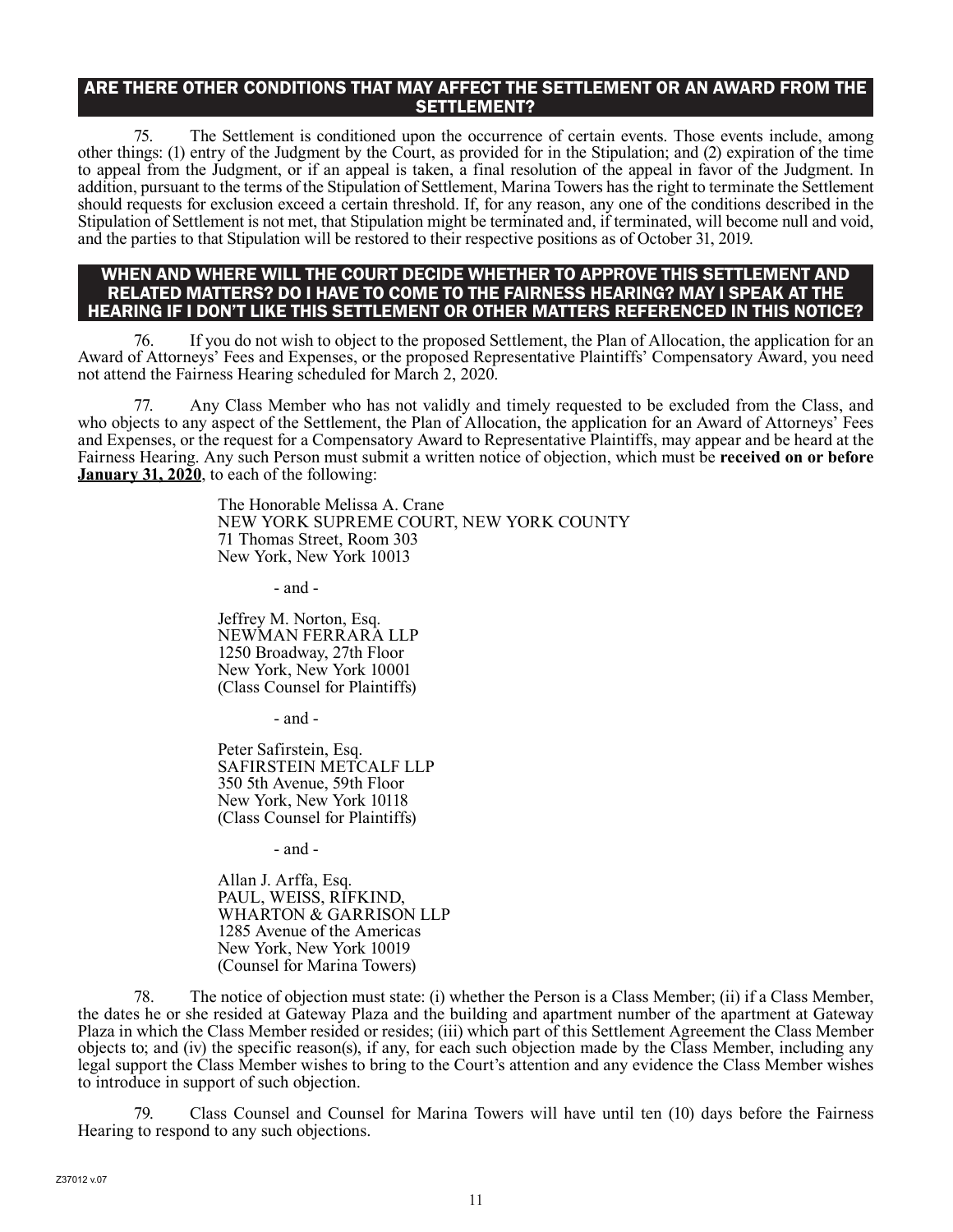## ARE THERE OTHER CONDITIONS THAT MAY AFFECT THE SETTLEMENT OR AN AWARD FROM THE SETTLEMENT?

75. The Settlement is conditioned upon the occurrence of certain events. Those events include, among other things: (1) entry of the Judgment by the Court, as provided for in the Stipulation; and (2) expiration of the time to appeal from the Judgment, or if an appeal is taken, a final resolution of the appeal in favor of the Judgment. In addition, pursuant to the terms of the Stipulation of Settlement, Marina Towers has the right to terminate the Settlement should requests for exclusion exceed a certain threshold. If, for any reason, any one of the conditions described in the Stipulation of Settlement is not met, that Stipulation might be terminated and, if terminated, will become null and void, and the parties to that Stipulation will be restored to their respective positions as of October 31, 2019.

## WHEN AND WHERE WILL THE COURT DECIDE WHETHER TO APPROVE THIS SETTLEMENT AND RELATED MATTERS? DO I HAVE TO COME TO THE FAIRNESS HEARING? MAY I SPEAK AT THE HEARING IF I DON'T LIKE THIS SETTLEMENT OR OTHER MATTERS REFERENCED IN THIS NOTICE?

76. If you do not wish to object to the proposed Settlement, the Plan of Allocation, the application for an Award of Attorneys' Fees and Expenses, or the proposed Representative Plaintiffs' Compensatory Award, you need not attend the Fairness Hearing scheduled for March 2, 2020.

77. Any Class Member who has not validly and timely requested to be excluded from the Class, and who objects to any aspect of the Settlement, the Plan of Allocation, the application for an Award of Attorneys' Fees and Expenses, or the request for a Compensatory Award to Representative Plaintiffs, may appear and be heard at the Fairness Hearing. Any such Person must submit a written notice of objection, which must be **received on or before <u>January 31, 2020</u>**, to each of the following:

The Honorable Melissa A. Crane
NEW YORK SUPREME COURT, NEW YORK COUNTY
71 Thomas Street, Room 303
New York, New York 10013

\- and -

Jeffrey M. Norton, Esq.
NEWMAN FERRARA LLP
1250 Broadway, 27th Floor
New York, New York 10001
(Class Counsel for Plaintiffs)

\- and -

Peter Safirstein, Esq.
SAFIRSTEIN METCALF LLP
350 5th Avenue, 59th Floor
New York, New York 10118
(Class Counsel for Plaintiffs)

\- and -

Allan J. Arffa, Esq.
PAUL, WEISS, RIFKIND,
WHARTON & GARRISON LLP
1285 Avenue of the Americas
New York, New York 10019
(Counsel for Marina Towers)

78. The notice of objection must state: (i) whether the Person is a Class Member; (ii) if a Class Member, the dates he or she resided at Gateway Plaza and the building and apartment number of the apartment at Gateway Plaza in which the Class Member resided or resides; (iii) which part of this Settlement Agreement the Class Member objects to; and (iv) the specific reason(s), if any, for each such objection made by the Class Member, including any legal support the Class Member wishes to bring to the Court's attention and any evidence the Class Member wishes to introduce in support of such objection.

79. Class Counsel and Counsel for Marina Towers will have until ten (10) days before the Fairness Hearing to respond to any such objections.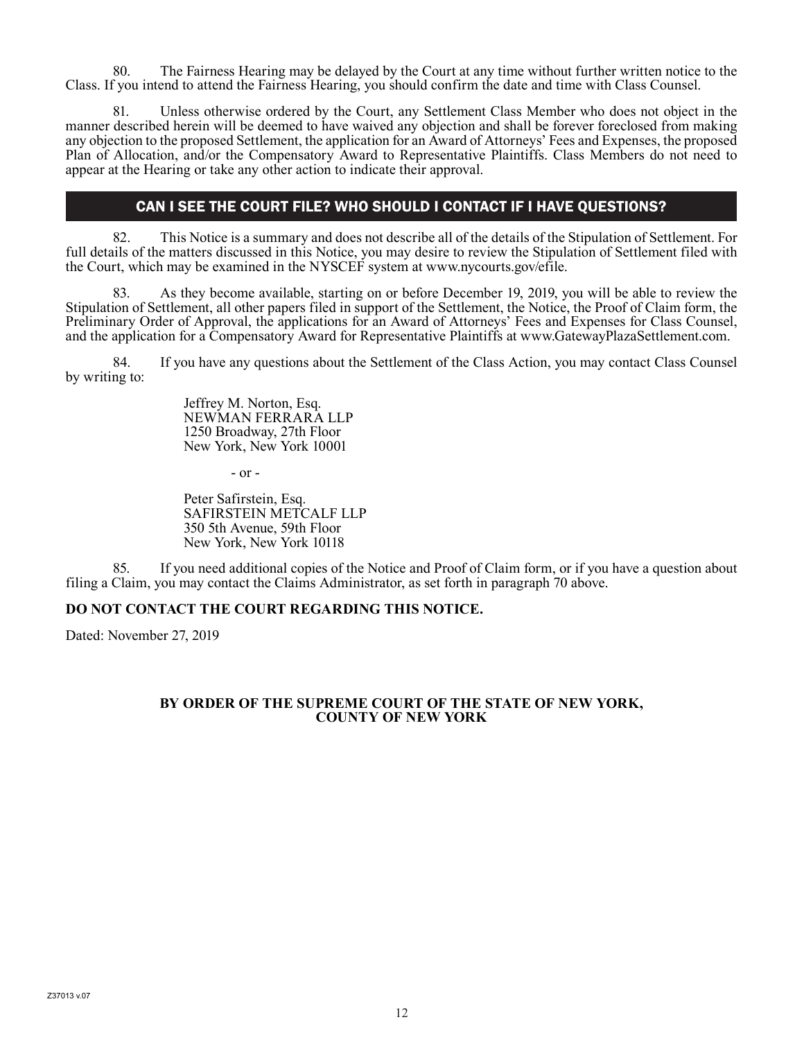80. The Fairness Hearing may be delayed by the Court at any time without further written notice to the Class. If you intend to attend the Fairness Hearing, you should confirm the date and time with Class Counsel.

81. Unless otherwise ordered by the Court, any Settlement Class Member who does not object in the manner described herein will be deemed to have waived any objection and shall be forever foreclosed from making any objection to the proposed Settlement, the application for an Award of Attorneys' Fees and Expenses, the proposed Plan of Allocation, and/or the Compensatory Award to Representative Plaintiffs. Class Members do not need to appear at the Hearing or take any other action to indicate their approval.

## CAN I SEE THE COURT FILE? WHO SHOULD I CONTACT IF I HAVE QUESTIONS?

82. This Notice is a summary and does not describe all of the details of the Stipulation of Settlement. For full details of the matters discussed in this Notice, you may desire to review the Stipulation of Settlement filed with the Court, which may be examined in the NYSCEF system at www.nycourts.gov/efile.

83. As they become available, starting on or before December 19, 2019, you will be able to review the Stipulation of Settlement, all other papers filed in support of the Settlement, the Notice, the Proof of Claim form, the Preliminary Order of Approval, the applications for an Award of Attorneys' Fees and Expenses for Class Counsel, and the application for a Compensatory Award for Representative Plaintiffs at www.GatewayPlazaSettlement.com.

84. If you have any questions about the Settlement of the Class Action, you may contact Class Counsel by writing to:

Jeffrey M. Norton, Esq.
NEWMAN FERRARA LLP
1250 Broadway, 27th Floor
New York, New York 10001

- or -

Peter Safirstein, Esq.
SAFIRSTEIN METCALF LLP
350 5th Avenue, 59th Floor
New York, New York 10118

85. If you need additional copies of the Notice and Proof of Claim form, or if you have a question about filing a Claim, you may contact the Claims Administrator, as set forth in paragraph 70 above.

**DO NOT CONTACT THE COURT REGARDING THIS NOTICE.**

Dated: November 27, 2019

**BY ORDER OF THE SUPREME COURT OF THE STATE OF NEW YORK, COUNTY OF NEW YORK**

Z37013 v.07